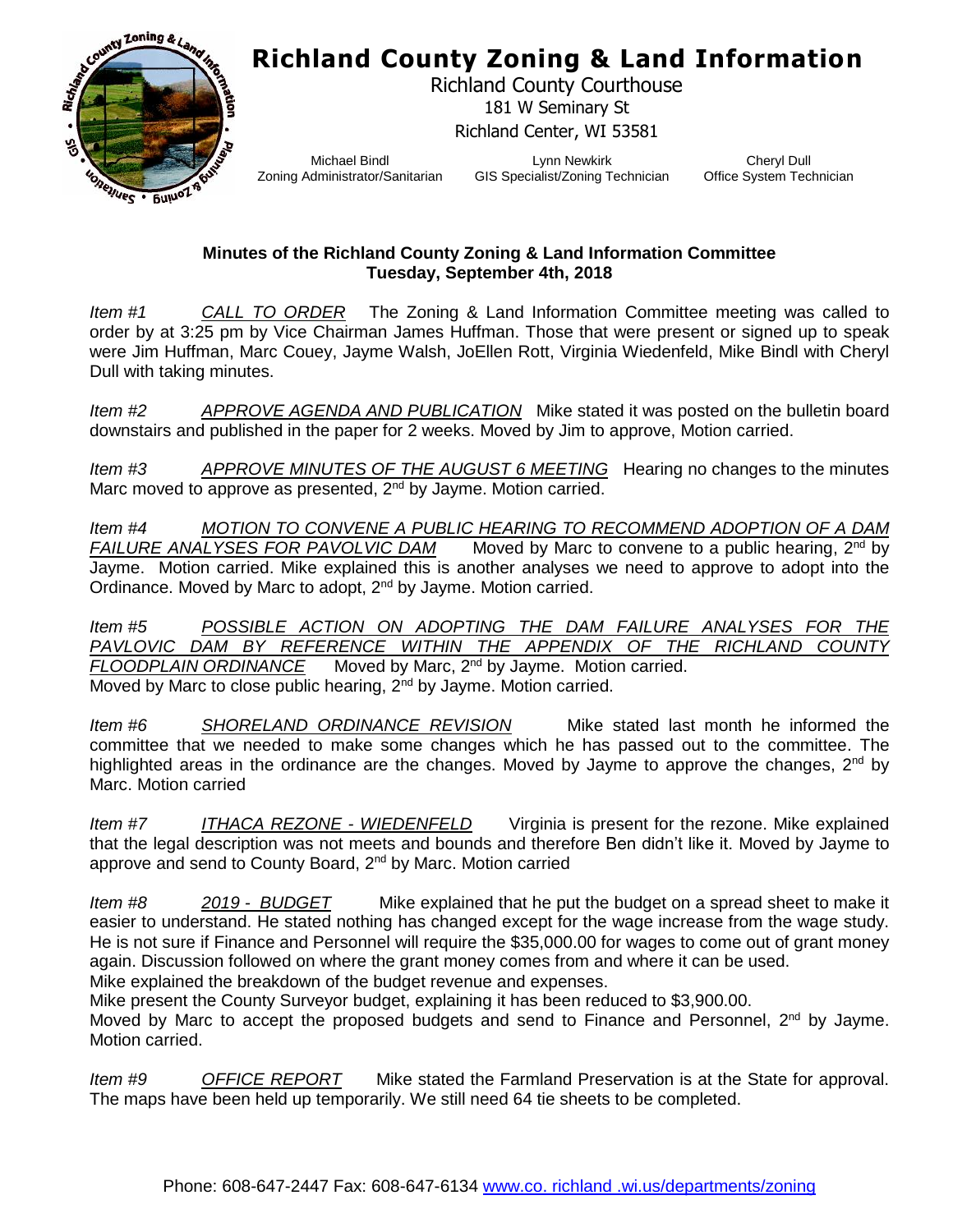# Richland County Zoning & Land Information

Richland County Courthouse
181 W Seminary St
Richland Center, WI 53581

Michael Bindl
Zoning Administrator/Sanitarian

Lynn Newkirk
GIS Specialist/Zoning Technician

Cheryl Dull
Office System Technician

**Minutes of the Richland County Zoning & Land Information Committee**
**Tuesday, September 4th, 2018**

*Item #1* *CALL TO ORDER* The Zoning & Land Information Committee meeting was called to order by at 3:25 pm by Vice Chairman James Huffman. Those that were present or signed up to speak were Jim Huffman, Marc Couey, Jayme Walsh, JoEllen Rott, Virginia Wiedenfeld, Mike Bindl with Cheryl Dull with taking minutes.

*Item #2* *APPROVE AGENDA AND PUBLICATION* Mike stated it was posted on the bulletin board downstairs and published in the paper for 2 weeks. Moved by Jim to approve, Motion carried.

*Item #3* *APPROVE MINUTES OF THE AUGUST 6 MEETING* Hearing no changes to the minutes Marc moved to approve as presented, 2nd by Jayme. Motion carried.

*Item #4* *MOTION TO CONVENE A PUBLIC HEARING TO RECOMMEND ADOPTION OF A DAM FAILURE ANALYSES FOR PAVOLVIC DAM* Moved by Marc to convene to a public hearing, 2nd by Jayme. Motion carried. Mike explained this is another analyses we need to approve to adopt into the Ordinance. Moved by Marc to adopt, 2nd by Jayme. Motion carried.

*Item #5* *POSSIBLE ACTION ON ADOPTING THE DAM FAILURE ANALYSES FOR THE PAVLOVIC DAM BY REFERENCE WITHIN THE APPENDIX OF THE RICHLAND COUNTY FLOODPLAIN ORDINANCE* Moved by Marc, 2nd by Jayme. Motion carried.
Moved by Marc to close public hearing, 2nd by Jayme. Motion carried.

*Item #6* *SHORELAND ORDINANCE REVISION* Mike stated last month he informed the committee that we needed to make some changes which he has passed out to the committee. The highlighted areas in the ordinance are the changes. Moved by Jayme to approve the changes, 2nd by Marc. Motion carried

*Item #7* *ITHACA REZONE - WIEDENFELD* Virginia is present for the rezone. Mike explained that the legal description was not meets and bounds and therefore Ben didn't like it. Moved by Jayme to approve and send to County Board, 2nd by Marc. Motion carried

*Item #8* *2019 - BUDGET* Mike explained that he put the budget on a spread sheet to make it easier to understand. He stated nothing has changed except for the wage increase from the wage study. He is not sure if Finance and Personnel will require the $35,000.00 for wages to come out of grant money again. Discussion followed on where the grant money comes from and where it can be used.
Mike explained the breakdown of the budget revenue and expenses.
Mike present the County Surveyor budget, explaining it has been reduced to $3,900.00.
Moved by Marc to accept the proposed budgets and send to Finance and Personnel, 2nd by Jayme. Motion carried.

*Item #9* *OFFICE REPORT* Mike stated the Farmland Preservation is at the State for approval. The maps have been held up temporarily. We still need 64 tie sheets to be completed.

Phone: 608-647-2447 Fax: 608-647-6134 www.co. richland .wi.us/departments/zoning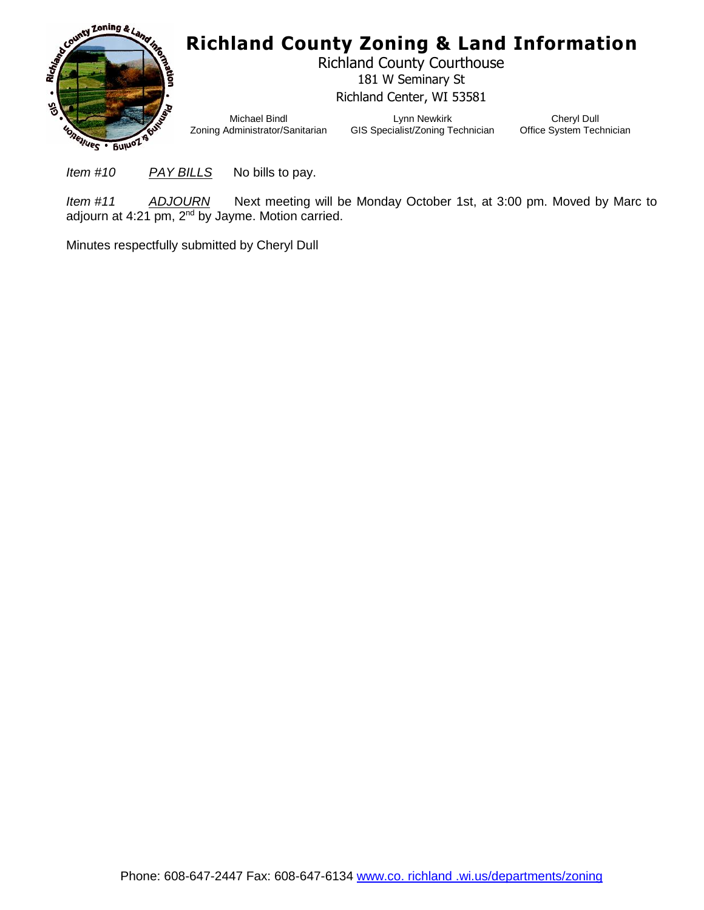*Item #10* *PAY BILLS* No bills to pay.

*Item #11* *ADJOURN* Next meeting will be Monday October 1st, at 3:00 pm. Moved by Marc to adjourn at 4:21 pm, 2nd by Jayme. Motion carried.

Minutes respectfully submitted by Cheryl Dull